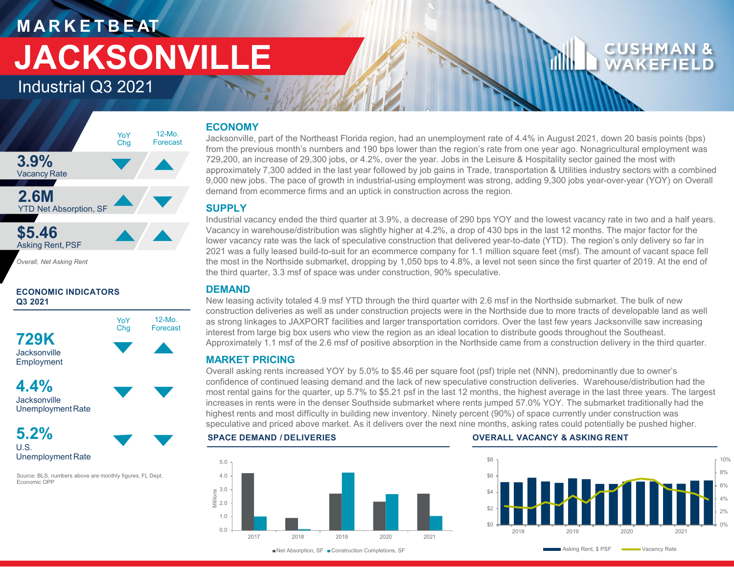# MARKETBEAT

# JACKSONVILLE

## Industrial Q3 2021

| | YoY Chg | 12-Mo. Forecast |
|---|---|---|
| **3.9%** Vacancy Rate | ▼ | ▲ |
| **2.6M** YTD Net Absorption, SF | ▲ | ▼ |
| **$5.46** Asking Rent, PSF | ▲ | ▲ |

*Overall, Net Asking Rent*

### ECONOMIC INDICATORS Q3 2021

| | YoY Chg | 12-Mo. Forecast |
|---|---|---|
| **729K** Jacksonville Employment | ▼ | ▲ |
| **4.4%** Jacksonville Unemployment Rate | ▼ | ▼ |
| **5.2%** U.S. Unemployment Rate | ▼ | ▼ |

Source: BLS, numbers above are monthly figures, FL Dept. Economic OPP

## ECONOMY

Jacksonville, part of the Northeast Florida region, had an unemployment rate of 4.4% in August 2021, down 20 basis points (bps) from the previous month's numbers and 190 bps lower than the region's rate from one year ago. Nonagricultural employment was 729,200, an increase of 29,300 jobs, or 4.2%, over the year. Jobs in the Leisure & Hospitality sector gained the most with approximately 7,300 added in the last year followed by job gains in Trade, transportation & Utilities industry sectors with a combined 9,000 new jobs. The pace of growth in industrial-using employment was strong, adding 9,300 jobs year-over-year (YOY) on Overall demand from ecommerce firms and an uptick in construction across the region.

## SUPPLY

Industrial vacancy ended the third quarter at 3.9%, a decrease of 290 bps YOY and the lowest vacancy rate in two and a half years. Vacancy in warehouse/distribution was slightly higher at 4.2%, a drop of 430 bps in the last 12 months. The major factor for the lower vacancy rate was the lack of speculative construction that delivered year-to-date (YTD). The region's only delivery so far in 2021 was a fully leased build-to-suit for an ecommerce company for 1.1 million square feet (msf). The amount of vacant space fell the most in the Northside submarket, dropping by 1,050 bps to 4.8%, a level not seen since the first quarter of 2019. At the end of the third quarter, 3.3 msf of space was under construction, 90% speculative.

## DEMAND

New leasing activity totaled 4.9 msf YTD through the third quarter with 2.6 msf in the Northside submarket. The bulk of new construction deliveries as well as under construction projects were in the Northside due to more tracts of developable land as well as strong linkages to JAXPORT facilities and larger transportation corridors. Over the last few years Jacksonville saw increasing interest from large big box users who view the region as an ideal location to distribute goods throughout the Southeast. Approximately 1.1 msf of the 2.6 msf of positive absorption in the Northside came from a construction delivery in the third quarter.

## MARKET PRICING

Overall asking rents increased YOY by 5.0% to $5.46 per square foot (psf) triple net (NNN), predominantly due to owner's confidence of continued leasing demand and the lack of new speculative construction deliveries. Warehouse/distribution had the most rental gains for the quarter, up 5.7% to $5.21 psf in the last 12 months, the highest average in the last three years. The largest increases in rents were in the denser Southside submarket where rents jumped 57.0% YOY. The submarket traditionally had the highest rents and most difficulty in building new inventory. Ninety percent (90%) of space currently under construction was speculative and priced above market. As it delivers over the next nine months, asking rates could potentially be pushed higher.

### SPACE DEMAND / DELIVERIES

Millions (0.0–5.0); 2017, 2018, 2019, 2020, 2021

■ Net Absorption, SF ■ Construction Completions, SF

### OVERALL VACANCY & ASKING RENT

$0–$8; 0%–10%; 2018, 2019, 2020, 2021

Asking Rent, $ PSF — Vacancy Rate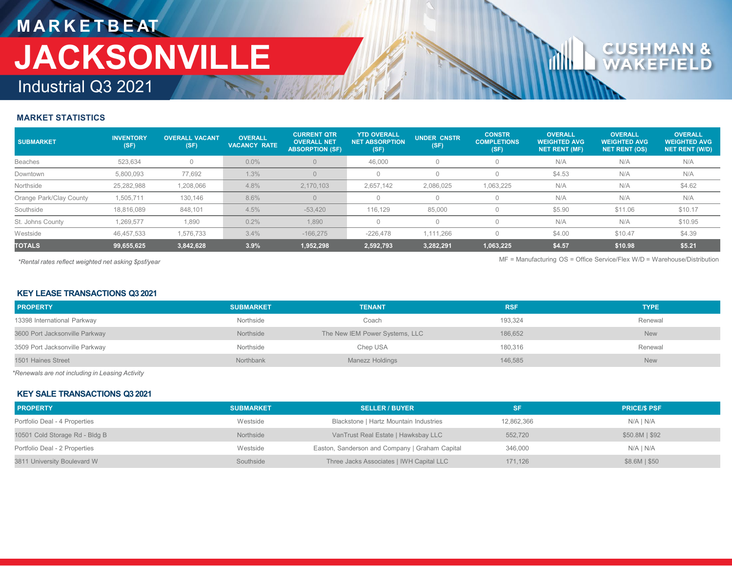# MARKETBEAT

# JACKSONVILLE

## Industrial Q3 2021

### MARKET STATISTICS

| SUBMARKET | INVENTORY (SF) | OVERALL VACANT (SF) | OVERALL VACANCY RATE | CURRENT QTR OVERALL NET ABSORPTION (SF) | YTD OVERALL NET ABSORPTION (SF) | UNDER CNSTR (SF) | CONSTR COMPLETIONS (SF) | OVERALL WEIGHTED AVG NET RENT (MF) | OVERALL WEIGHTED AVG NET RENT (OS) | OVERALL WEIGHTED AVG NET RENT (W/D) |
|---|---|---|---|---|---|---|---|---|---|---|
| Beaches | 523,634 | 0 | 0.0% | 0 | 46,000 | 0 | 0 | N/A | N/A | N/A |
| Downtown | 5,800,093 | 77,692 | 1.3% | 0 | 0 | 0 | 0 | $4.53 | N/A | N/A |
| Northside | 25,282,988 | 1,208,066 | 4.8% | 2,170,103 | 2,657,142 | 2,086,025 | 1,063,225 | N/A | N/A | $4.62 |
| Orange Park/Clay County | 1,505,711 | 130,146 | 8.6% | 0 | 0 | 0 | 0 | N/A | N/A | N/A |
| Southside | 18,816,089 | 848,101 | 4.5% | -53,420 | 116,129 | 85,000 | 0 | $5.90 | $11.06 | $10.17 |
| St. Johns County | 1,269,577 | 1,890 | 0.2% | 1,890 | 0 | 0 | 0 | N/A | N/A | $10.95 |
| Westside | 46,457,533 | 1,576,733 | 3.4% | -166,275 | -226,478 | 1,111,266 | 0 | $4.00 | $10.47 | $4.39 |
| **TOTALS** | **99,655,625** | **3,842,628** | **3.9%** | **1,952,298** | **2,592,793** | **3,282,291** | **1,063,225** | **$4.57** | **$10.98** | **$5.21** |

*Rental rates reflect weighted net asking $psf/year*

MF = Manufacturing OS = Office Service/Flex W/D = Warehouse/Distribution

### KEY LEASE TRANSACTIONS Q3 2021

| PROPERTY | SUBMARKET | TENANT | RSF | TYPE |
|---|---|---|---|---|
| 13398 International Parkway | Northside | Coach | 193,324 | Renewal |
| 3600 Port Jacksonville Parkway | Northside | The New IEM Power Systems, LLC | 186,652 | New |
| 3509 Port Jacksonville Parkway | Northside | Chep USA | 180,316 | Renewal |
| 1501 Haines Street | Northbank | Manezz Holdings | 146,585 | New |

*Renewals are not including in Leasing Activity*

### KEY SALE TRANSACTIONS Q3 2021

| PROPERTY | SUBMARKET | SELLER / BUYER | SF | PRICE/$ PSF |
|---|---|---|---|---|
| Portfolio Deal - 4 Properties | Westside | Blackstone \| Hartz Mountain Industries | 12,862,366 | N/A \| N/A |
| 10501 Cold Storage Rd - Bldg B | Northside | VanTrust Real Estate \| Hawksbay LLC | 552,720 | $50.8M \| $92 |
| Portfolio Deal - 2 Properties | Westside | Easton, Sanderson and Company \| Graham Capital | 346,000 | N/A \| N/A |
| 3811 University Boulevard W | Southside | Three Jacks Associates \| IWH Capital LLC | 171,126 | $8.6M \| $50 |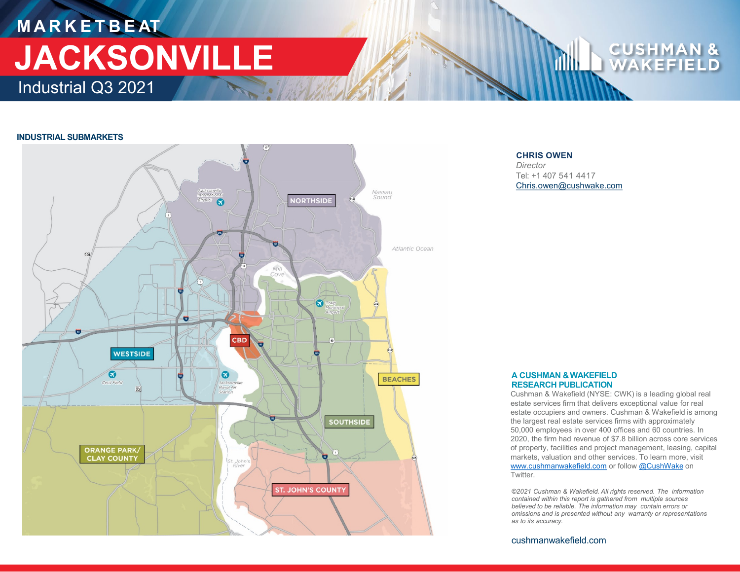MARKETBEAT

# JACKSONVILLE

Industrial Q3 2021

## INDUSTRIAL SUBMARKETS

NORTHSIDE

WESTSIDE

CBD

BEACHES

SOUTHSIDE

ORANGE PARK/ CLAY COUNTY

ST. JOHN'S COUNTY

**CHRIS OWEN**
*Director*
Tel: +1 407 541 4417
Chris.owen@cushwake.com

### A CUSHMAN & WAKEFIELD RESEARCH PUBLICATION

Cushman & Wakefield (NYSE: CWK) is a leading global real estate services firm that delivers exceptional value for real estate occupiers and owners. Cushman & Wakefield is among the largest real estate services firms with approximately 50,000 employees in over 400 offices and 60 countries. In 2020, the firm had revenue of $7.8 billion across core services of property, facilities and project management, leasing, capital markets, valuation and other services. To learn more, visit www.cushmanwakefield.com or follow @CushWake on Twitter.

*©2021 Cushman & Wakefield. All rights reserved. The information contained within this report is gathered from multiple sources believed to be reliable. The information may contain errors or omissions and is presented without any warranty or representations as to its accuracy.*

cushmanwakefield.com